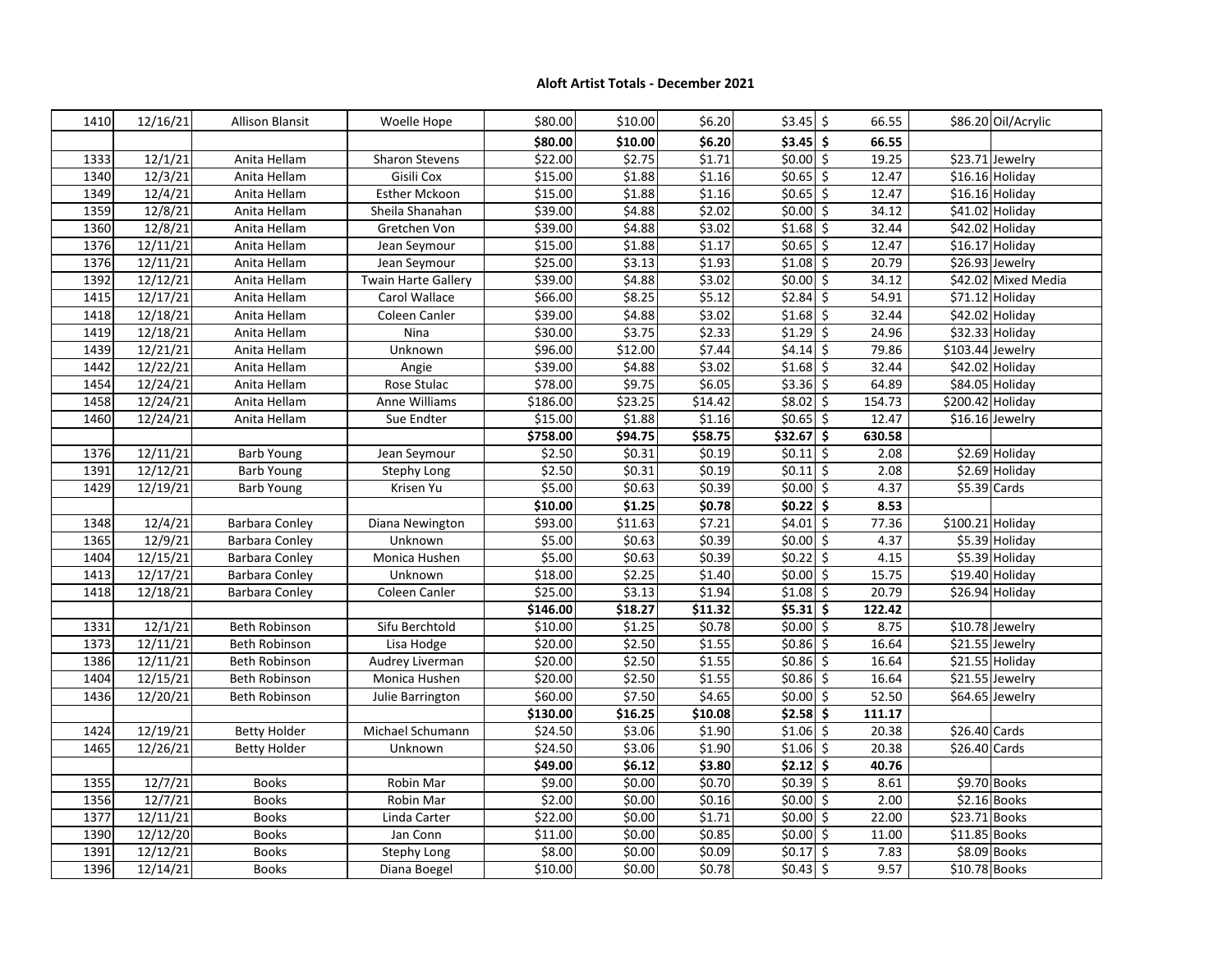# Aloft Artist Totals - December 2021

| | | | | | | | | | | |
|---|---|---|---|---|---|---|---|---|---|---|
| 1410 | 12/16/21 | Allison Blansit | Woelle Hope | $80.00 | $10.00 | $6.20 | $3.45 | $ 66.55 | $86.20 | Oil/Acrylic |
| | | | | **$80.00** | **$10.00** | **$6.20** | **$3.45** | **$ 66.55** | | |
| 1333 | 12/1/21 | Anita Hellam | Sharon Stevens | $22.00 | $2.75 | $1.71 | $0.00 | $ 19.25 | $23.71 | Jewelry |
| 1340 | 12/3/21 | Anita Hellam | Gisili Cox | $15.00 | $1.88 | $1.16 | $0.65 | $ 12.47 | $16.16 | Holiday |
| 1349 | 12/4/21 | Anita Hellam | Esther Mckoon | $15.00 | $1.88 | $1.16 | $0.65 | $ 12.47 | $16.16 | Holiday |
| 1359 | 12/8/21 | Anita Hellam | Sheila Shanahan | $39.00 | $4.88 | $2.02 | $0.00 | $ 34.12 | $41.02 | Holiday |
| 1360 | 12/8/21 | Anita Hellam | Gretchen Von | $39.00 | $4.88 | $3.02 | $1.68 | $ 32.44 | $42.02 | Holiday |
| 1376 | 12/11/21 | Anita Hellam | Jean Seymour | $15.00 | $1.88 | $1.17 | $0.65 | $ 12.47 | $16.17 | Holiday |
| 1376 | 12/11/21 | Anita Hellam | Jean Seymour | $25.00 | $3.13 | $1.93 | $1.08 | $ 20.79 | $26.93 | Jewelry |
| 1392 | 12/12/21 | Anita Hellam | Twain Harte Gallery | $39.00 | $4.88 | $3.02 | $0.00 | $ 34.12 | $42.02 | Mixed Media |
| 1415 | 12/17/21 | Anita Hellam | Carol Wallace | $66.00 | $8.25 | $5.12 | $2.84 | $ 54.91 | $71.12 | Holiday |
| 1418 | 12/18/21 | Anita Hellam | Coleen Canler | $39.00 | $4.88 | $3.02 | $1.68 | $ 32.44 | $42.02 | Holiday |
| 1419 | 12/18/21 | Anita Hellam | Nina | $30.00 | $3.75 | $2.33 | $1.29 | $ 24.96 | $32.33 | Holiday |
| 1439 | 12/21/21 | Anita Hellam | Unknown | $96.00 | $12.00 | $7.44 | $4.14 | $ 79.86 | $103.44 | Jewelry |
| 1442 | 12/22/21 | Anita Hellam | Angie | $39.00 | $4.88 | $3.02 | $1.68 | $ 32.44 | $42.02 | Holiday |
| 1454 | 12/24/21 | Anita Hellam | Rose Stulac | $78.00 | $9.75 | $6.05 | $3.36 | $ 64.89 | $84.05 | Holiday |
| 1458 | 12/24/21 | Anita Hellam | Anne Williams | $186.00 | $23.25 | $14.42 | $8.02 | $ 154.73 | $200.42 | Holiday |
| 1460 | 12/24/21 | Anita Hellam | Sue Endter | $15.00 | $1.88 | $1.16 | $0.65 | $ 12.47 | $16.16 | Jewelry |
| | | | | **$758.00** | **$94.75** | **$58.75** | **$32.67** | **$ 630.58** | | |
| 1376 | 12/11/21 | Barb Young | Jean Seymour | $2.50 | $0.31 | $0.19 | $0.11 | $ 2.08 | $2.69 | Holiday |
| 1391 | 12/12/21 | Barb Young | Stephy Long | $2.50 | $0.31 | $0.19 | $0.11 | $ 2.08 | $2.69 | Holiday |
| 1429 | 12/19/21 | Barb Young | Krisen Yu | $5.00 | $0.63 | $0.39 | $0.00 | $ 4.37 | $5.39 | Cards |
| | | | | **$10.00** | **$1.25** | **$0.78** | **$0.22** | **$ 8.53** | | |
| 1348 | 12/4/21 | Barbara Conley | Diana Newington | $93.00 | $11.63 | $7.21 | $4.01 | $ 77.36 | $100.21 | Holiday |
| 1365 | 12/9/21 | Barbara Conley | Unknown | $5.00 | $0.63 | $0.39 | $0.00 | $ 4.37 | $5.39 | Holiday |
| 1404 | 12/15/21 | Barbara Conley | Monica Hushen | $5.00 | $0.63 | $0.39 | $0.22 | $ 4.15 | $5.39 | Holiday |
| 1413 | 12/17/21 | Barbara Conley | Unknown | $18.00 | $2.25 | $1.40 | $0.00 | $ 15.75 | $19.40 | Holiday |
| 1418 | 12/18/21 | Barbara Conley | Coleen Canler | $25.00 | $3.13 | $1.94 | $1.08 | $ 20.79 | $26.94 | Holiday |
| | | | | **$146.00** | **$18.27** | **$11.32** | **$5.31** | **$ 122.42** | | |
| 1331 | 12/1/21 | Beth Robinson | Sifu Berchtold | $10.00 | $1.25 | $0.78 | $0.00 | $ 8.75 | $10.78 | Jewelry |
| 1373 | 12/11/21 | Beth Robinson | Lisa Hodge | $20.00 | $2.50 | $1.55 | $0.86 | $ 16.64 | $21.55 | Jewelry |
| 1386 | 12/11/21 | Beth Robinson | Audrey Liverman | $20.00 | $2.50 | $1.55 | $0.86 | $ 16.64 | $21.55 | Holiday |
| 1404 | 12/15/21 | Beth Robinson | Monica Hushen | $20.00 | $2.50 | $1.55 | $0.86 | $ 16.64 | $21.55 | Jewelry |
| 1436 | 12/20/21 | Beth Robinson | Julie Barrington | $60.00 | $7.50 | $4.65 | $0.00 | $ 52.50 | $64.65 | Jewelry |
| | | | | **$130.00** | **$16.25** | **$10.08** | **$2.58** | **$ 111.17** | | |
| 1424 | 12/19/21 | Betty Holder | Michael Schumann | $24.50 | $3.06 | $1.90 | $1.06 | $ 20.38 | $26.40 | Cards |
| 1465 | 12/26/21 | Betty Holder | Unknown | $24.50 | $3.06 | $1.90 | $1.06 | $ 20.38 | $26.40 | Cards |
| | | | | **$49.00** | **$6.12** | **$3.80** | **$2.12** | **$ 40.76** | | |
| 1355 | 12/7/21 | Books | Robin Mar | $9.00 | $0.00 | $0.70 | $0.39 | $ 8.61 | $9.70 | Books |
| 1356 | 12/7/21 | Books | Robin Mar | $2.00 | $0.00 | $0.16 | $0.00 | $ 2.00 | $2.16 | Books |
| 1377 | 12/11/21 | Books | Linda Carter | $22.00 | $0.00 | $1.71 | $0.00 | $ 22.00 | $23.71 | Books |
| 1390 | 12/12/20 | Books | Jan Conn | $11.00 | $0.00 | $0.85 | $0.00 | $ 11.00 | $11.85 | Books |
| 1391 | 12/12/21 | Books | Stephy Long | $8.00 | $0.00 | $0.09 | $0.17 | $ 7.83 | $8.09 | Books |
| 1396 | 12/14/21 | Books | Diana Boegel | $10.00 | $0.00 | $0.78 | $0.43 | $ 9.57 | $10.78 | Books |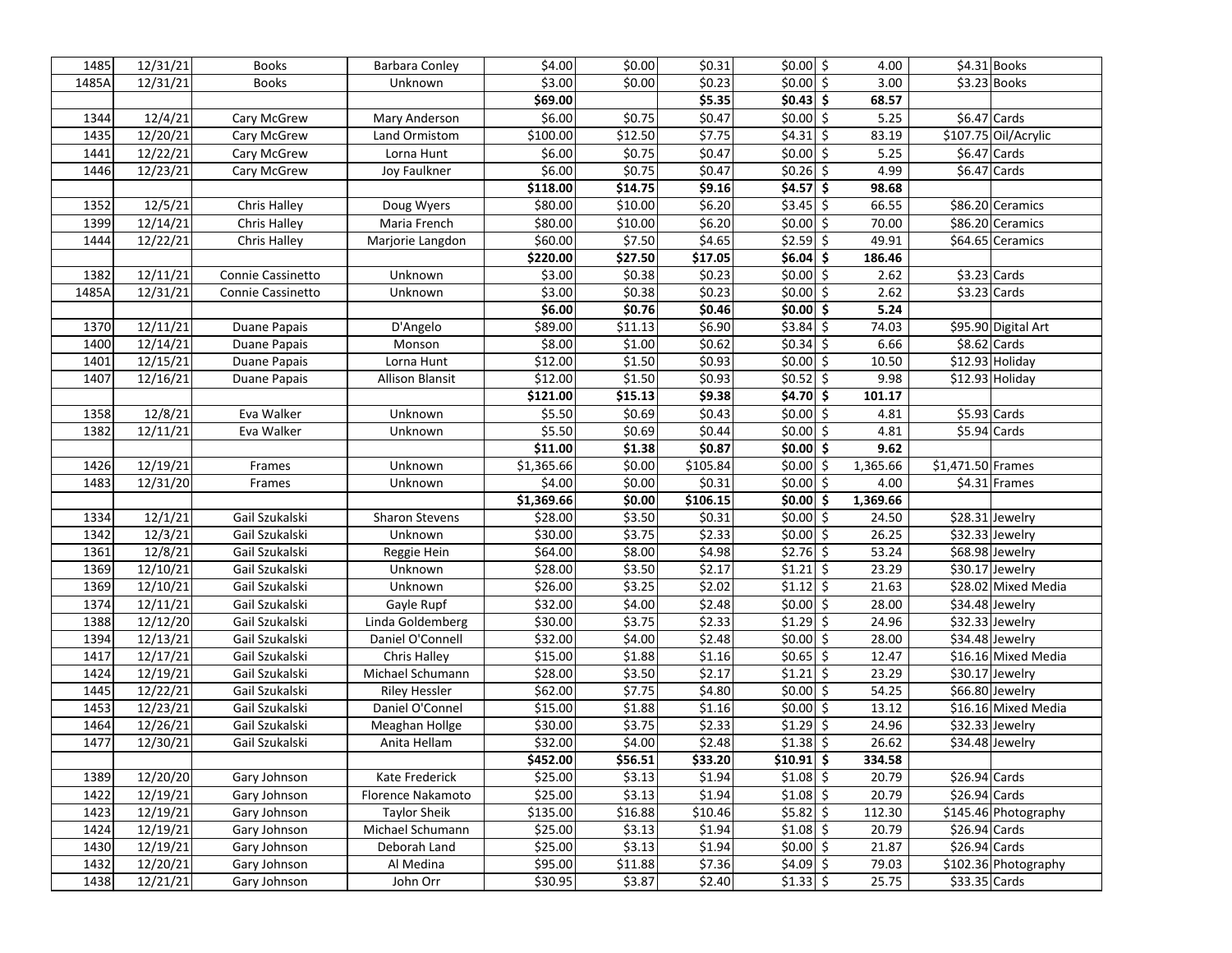| | | | | | | | | | |
|---|---|---|---|---|---|---|---|---|---|
| 1485 | 12/31/21 | Books | Barbara Conley | $4.00 | $0.00 | $0.31 | $0.00 | $ 4.00 | $4.31 Books |
| 1485A | 12/31/21 | Books | Unknown | $3.00 | $0.00 | $0.23 | $0.00 | $ 3.00 | $3.23 Books |
| | | | | **$69.00** | | **$5.35** | **$0.43** | **$ 68.57** | |
| 1344 | 12/4/21 | Cary McGrew | Mary Anderson | $6.00 | $0.75 | $0.47 | $0.00 | $ 5.25 | $6.47 Cards |
| 1435 | 12/20/21 | Cary McGrew | Land Ormistom | $100.00 | $12.50 | $7.75 | $4.31 | $ 83.19 | $107.75 Oil/Acrylic |
| 1441 | 12/22/21 | Cary McGrew | Lorna Hunt | $6.00 | $0.75 | $0.47 | $0.00 | $ 5.25 | $6.47 Cards |
| 1446 | 12/23/21 | Cary McGrew | Joy Faulkner | $6.00 | $0.75 | $0.47 | $0.26 | $ 4.99 | $6.47 Cards |
| | | | | **$118.00** | **$14.75** | **$9.16** | **$4.57** | **$ 98.68** | |
| 1352 | 12/5/21 | Chris Halley | Doug Wyers | $80.00 | $10.00 | $6.20 | $3.45 | $ 66.55 | $86.20 Ceramics |
| 1399 | 12/14/21 | Chris Halley | Maria French | $80.00 | $10.00 | $6.20 | $0.00 | $ 70.00 | $86.20 Ceramics |
| 1444 | 12/22/21 | Chris Halley | Marjorie Langdon | $60.00 | $7.50 | $4.65 | $2.59 | $ 49.91 | $64.65 Ceramics |
| | | | | **$220.00** | **$27.50** | **$17.05** | **$6.04** | **$ 186.46** | |
| 1382 | 12/11/21 | Connie Cassinetto | Unknown | $3.00 | $0.38 | $0.23 | $0.00 | $ 2.62 | $3.23 Cards |
| 1485A | 12/31/21 | Connie Cassinetto | Unknown | $3.00 | $0.38 | $0.23 | $0.00 | $ 2.62 | $3.23 Cards |
| | | | | **$6.00** | **$0.76** | **$0.46** | **$0.00** | **$ 5.24** | |
| 1370 | 12/11/21 | Duane Papais | D'Angelo | $89.00 | $11.13 | $6.90 | $3.84 | $ 74.03 | $95.90 Digital Art |
| 1400 | 12/14/21 | Duane Papais | Monson | $8.00 | $1.00 | $0.62 | $0.34 | $ 6.66 | $8.62 Cards |
| 1401 | 12/15/21 | Duane Papais | Lorna Hunt | $12.00 | $1.50 | $0.93 | $0.00 | $ 10.50 | $12.93 Holiday |
| 1407 | 12/16/21 | Duane Papais | Allison Blansit | $12.00 | $1.50 | $0.93 | $0.52 | $ 9.98 | $12.93 Holiday |
| | | | | **$121.00** | **$15.13** | **$9.38** | **$4.70** | **$ 101.17** | |
| 1358 | 12/8/21 | Eva Walker | Unknown | $5.50 | $0.69 | $0.43 | $0.00 | $ 4.81 | $5.93 Cards |
| 1382 | 12/11/21 | Eva Walker | Unknown | $5.50 | $0.69 | $0.44 | $0.00 | $ 4.81 | $5.94 Cards |
| | | | | **$11.00** | **$1.38** | **$0.87** | **$0.00** | **$ 9.62** | |
| 1426 | 12/19/21 | Frames | Unknown | $1,365.66 | $0.00 | $105.84 | $0.00 | $ 1,365.66 | $1,471.50 Frames |
| 1483 | 12/31/20 | Frames | Unknown | $4.00 | $0.00 | $0.31 | $0.00 | $ 4.00 | $4.31 Frames |
| | | | | **$1,369.66** | **$0.00** | **$106.15** | **$0.00** | **$ 1,369.66** | |
| 1334 | 12/1/21 | Gail Szukalski | Sharon Stevens | $28.00 | $3.50 | $0.31 | $0.00 | $ 24.50 | $28.31 Jewelry |
| 1342 | 12/3/21 | Gail Szukalski | Unknown | $30.00 | $3.75 | $2.33 | $0.00 | $ 26.25 | $32.33 Jewelry |
| 1361 | 12/8/21 | Gail Szukalski | Reggie Hein | $64.00 | $8.00 | $4.98 | $2.76 | $ 53.24 | $68.98 Jewelry |
| 1369 | 12/10/21 | Gail Szukalski | Unknown | $28.00 | $3.50 | $2.17 | $1.21 | $ 23.29 | $30.17 Jewelry |
| 1369 | 12/10/21 | Gail Szukalski | Unknown | $26.00 | $3.25 | $2.02 | $1.12 | $ 21.63 | $28.02 Mixed Media |
| 1374 | 12/11/21 | Gail Szukalski | Gayle Rupf | $32.00 | $4.00 | $2.48 | $0.00 | $ 28.00 | $34.48 Jewelry |
| 1388 | 12/12/20 | Gail Szukalski | Linda Goldemberg | $30.00 | $3.75 | $2.33 | $1.29 | $ 24.96 | $32.33 Jewelry |
| 1394 | 12/13/21 | Gail Szukalski | Daniel O'Connell | $32.00 | $4.00 | $2.48 | $0.00 | $ 28.00 | $34.48 Jewelry |
| 1417 | 12/17/21 | Gail Szukalski | Chris Halley | $15.00 | $1.88 | $1.16 | $0.65 | $ 12.47 | $16.16 Mixed Media |
| 1424 | 12/19/21 | Gail Szukalski | Michael Schumann | $28.00 | $3.50 | $2.17 | $1.21 | $ 23.29 | $30.17 Jewelry |
| 1445 | 12/22/21 | Gail Szukalski | Riley Hessler | $62.00 | $7.75 | $4.80 | $0.00 | $ 54.25 | $66.80 Jewelry |
| 1453 | 12/23/21 | Gail Szukalski | Daniel O'Connel | $15.00 | $1.88 | $1.16 | $0.00 | $ 13.12 | $16.16 Mixed Media |
| 1464 | 12/26/21 | Gail Szukalski | Meaghan Hollge | $30.00 | $3.75 | $2.33 | $1.29 | $ 24.96 | $32.33 Jewelry |
| 1477 | 12/30/21 | Gail Szukalski | Anita Hellam | $32.00 | $4.00 | $2.48 | $1.38 | $ 26.62 | $34.48 Jewelry |
| | | | | **$452.00** | **$56.51** | **$33.20** | **$10.91** | **$ 334.58** | |
| 1389 | 12/20/20 | Gary Johnson | Kate Frederick | $25.00 | $3.13 | $1.94 | $1.08 | $ 20.79 | $26.94 Cards |
| 1422 | 12/19/21 | Gary Johnson | Florence Nakamoto | $25.00 | $3.13 | $1.94 | $1.08 | $ 20.79 | $26.94 Cards |
| 1423 | 12/19/21 | Gary Johnson | Taylor Sheik | $135.00 | $16.88 | $10.46 | $5.82 | $ 112.30 | $145.46 Photography |
| 1424 | 12/19/21 | Gary Johnson | Michael Schumann | $25.00 | $3.13 | $1.94 | $1.08 | $ 20.79 | $26.94 Cards |
| 1430 | 12/19/21 | Gary Johnson | Deborah Land | $25.00 | $3.13 | $1.94 | $0.00 | $ 21.87 | $26.94 Cards |
| 1432 | 12/20/21 | Gary Johnson | Al Medina | $95.00 | $11.88 | $7.36 | $4.09 | $ 79.03 | $102.36 Photography |
| 1438 | 12/21/21 | Gary Johnson | John Orr | $30.95 | $3.87 | $2.40 | $1.33 | $ 25.75 | $33.35 Cards |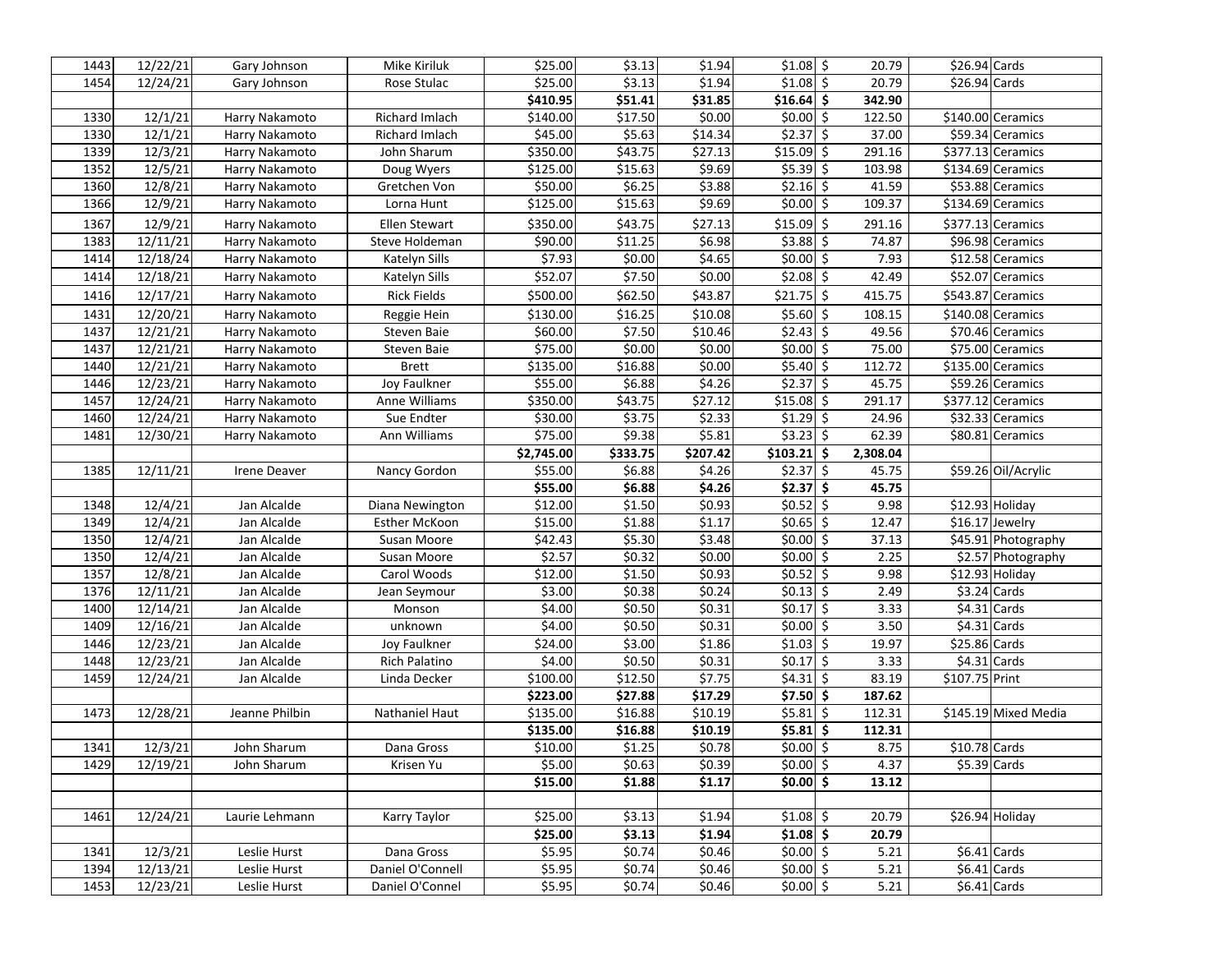| | | | | | | | | | | |
|---|---|---|---|---|---|---|---|---|---|---|
| 1443 | 12/22/21 | Gary Johnson | Mike Kiriluk | $25.00 | $3.13 | $1.94 | $1.08 | $ 20.79 | $26.94 | Cards |
| 1454 | 12/24/21 | Gary Johnson | Rose Stulac | $25.00 | $3.13 | $1.94 | $1.08 | $ 20.79 | $26.94 | Cards |
| | | | | **$410.95** | **$51.41** | **$31.85** | **$16.64** | **$ 342.90** | | |
| 1330 | 12/1/21 | Harry Nakamoto | Richard Imlach | $140.00 | $17.50 | $0.00 | $0.00 | $ 122.50 | $140.00 | Ceramics |
| 1330 | 12/1/21 | Harry Nakamoto | Richard Imlach | $45.00 | $5.63 | $14.34 | $2.37 | $ 37.00 | $59.34 | Ceramics |
| 1339 | 12/3/21 | Harry Nakamoto | John Sharum | $350.00 | $43.75 | $27.13 | $15.09 | $ 291.16 | $377.13 | Ceramics |
| 1352 | 12/5/21 | Harry Nakamoto | Doug Wyers | $125.00 | $15.63 | $9.69 | $5.39 | $ 103.98 | $134.69 | Ceramics |
| 1360 | 12/8/21 | Harry Nakamoto | Gretchen Von | $50.00 | $6.25 | $3.88 | $2.16 | $ 41.59 | $53.88 | Ceramics |
| 1366 | 12/9/21 | Harry Nakamoto | Lorna Hunt | $125.00 | $15.63 | $9.69 | $0.00 | $ 109.37 | $134.69 | Ceramics |
| 1367 | 12/9/21 | Harry Nakamoto | Ellen Stewart | $350.00 | $43.75 | $27.13 | $15.09 | $ 291.16 | $377.13 | Ceramics |
| 1383 | 12/11/21 | Harry Nakamoto | Steve Holdeman | $90.00 | $11.25 | $6.98 | $3.88 | $ 74.87 | $96.98 | Ceramics |
| 1414 | 12/18/24 | Harry Nakamoto | Katelyn Sills | $7.93 | $0.00 | $4.65 | $0.00 | $ 7.93 | $12.58 | Ceramics |
| 1414 | 12/18/21 | Harry Nakamoto | Katelyn Sills | $52.07 | $7.50 | $0.00 | $2.08 | $ 42.49 | $52.07 | Ceramics |
| 1416 | 12/17/21 | Harry Nakamoto | Rick Fields | $500.00 | $62.50 | $43.87 | $21.75 | $ 415.75 | $543.87 | Ceramics |
| 1431 | 12/20/21 | Harry Nakamoto | Reggie Hein | $130.00 | $16.25 | $10.08 | $5.60 | $ 108.15 | $140.08 | Ceramics |
| 1437 | 12/21/21 | Harry Nakamoto | Steven Baie | $60.00 | $7.50 | $10.46 | $2.43 | $ 49.56 | $70.46 | Ceramics |
| 1437 | 12/21/21 | Harry Nakamoto | Steven Baie | $75.00 | $0.00 | $0.00 | $0.00 | $ 75.00 | $75.00 | Ceramics |
| 1440 | 12/21/21 | Harry Nakamoto | Brett | $135.00 | $16.88 | $0.00 | $5.40 | $ 112.72 | $135.00 | Ceramics |
| 1446 | 12/23/21 | Harry Nakamoto | Joy Faulkner | $55.00 | $6.88 | $4.26 | $2.37 | $ 45.75 | $59.26 | Ceramics |
| 1457 | 12/24/21 | Harry Nakamoto | Anne Williams | $350.00 | $43.75 | $27.12 | $15.08 | $ 291.17 | $377.12 | Ceramics |
| 1460 | 12/24/21 | Harry Nakamoto | Sue Endter | $30.00 | $3.75 | $2.33 | $1.29 | $ 24.96 | $32.33 | Ceramics |
| 1481 | 12/30/21 | Harry Nakamoto | Ann Williams | $75.00 | $9.38 | $5.81 | $3.23 | $ 62.39 | $80.81 | Ceramics |
| | | | | **$2,745.00** | **$333.75** | **$207.42** | **$103.21** | **$ 2,308.04** | | |
| 1385 | 12/11/21 | Irene Deaver | Nancy Gordon | $55.00 | $6.88 | $4.26 | $2.37 | $ 45.75 | $59.26 | Oil/Acrylic |
| | | | | **$55.00** | **$6.88** | **$4.26** | **$2.37** | **$ 45.75** | | |
| 1348 | 12/4/21 | Jan Alcalde | Diana Newington | $12.00 | $1.50 | $0.93 | $0.52 | $ 9.98 | $12.93 | Holiday |
| 1349 | 12/4/21 | Jan Alcalde | Esther McKoon | $15.00 | $1.88 | $1.17 | $0.65 | $ 12.47 | $16.17 | Jewelry |
| 1350 | 12/4/21 | Jan Alcalde | Susan Moore | $42.43 | $5.30 | $3.48 | $0.00 | $ 37.13 | $45.91 | Photography |
| 1350 | 12/4/21 | Jan Alcalde | Susan Moore | $2.57 | $0.32 | $0.00 | $0.00 | $ 2.25 | $2.57 | Photography |
| 1357 | 12/8/21 | Jan Alcalde | Carol Woods | $12.00 | $1.50 | $0.93 | $0.52 | $ 9.98 | $12.93 | Holiday |
| 1376 | 12/11/21 | Jan Alcalde | Jean Seymour | $3.00 | $0.38 | $0.24 | $0.13 | $ 2.49 | $3.24 | Cards |
| 1400 | 12/14/21 | Jan Alcalde | Monson | $4.00 | $0.50 | $0.31 | $0.17 | $ 3.33 | $4.31 | Cards |
| 1409 | 12/16/21 | Jan Alcalde | unknown | $4.00 | $0.50 | $0.31 | $0.00 | $ 3.50 | $4.31 | Cards |
| 1446 | 12/23/21 | Jan Alcalde | Joy Faulkner | $24.00 | $3.00 | $1.86 | $1.03 | $ 19.97 | $25.86 | Cards |
| 1448 | 12/23/21 | Jan Alcalde | Rich Palatino | $4.00 | $0.50 | $0.31 | $0.17 | $ 3.33 | $4.31 | Cards |
| 1459 | 12/24/21 | Jan Alcalde | Linda Decker | $100.00 | $12.50 | $7.75 | $4.31 | $ 83.19 | $107.75 | Print |
| | | | | **$223.00** | **$27.88** | **$17.29** | **$7.50** | **$ 187.62** | | |
| 1473 | 12/28/21 | Jeanne Philbin | Nathaniel Haut | $135.00 | $16.88 | $10.19 | $5.81 | $ 112.31 | $145.19 | Mixed Media |
| | | | | **$135.00** | **$16.88** | **$10.19** | **$5.81** | **$ 112.31** | | |
| 1341 | 12/3/21 | John Sharum | Dana Gross | $10.00 | $1.25 | $0.78 | $0.00 | $ 8.75 | $10.78 | Cards |
| 1429 | 12/19/21 | John Sharum | Krisen Yu | $5.00 | $0.63 | $0.39 | $0.00 | $ 4.37 | $5.39 | Cards |
| | | | | **$15.00** | **$1.88** | **$1.17** | **$0.00** | **$ 13.12** | | |
| | | | | | | | | | | |
| 1461 | 12/24/21 | Laurie Lehmann | Karry Taylor | $25.00 | $3.13 | $1.94 | $1.08 | $ 20.79 | $26.94 | Holiday |
| | | | | **$25.00** | **$3.13** | **$1.94** | **$1.08** | **$ 20.79** | | |
| 1341 | 12/3/21 | Leslie Hurst | Dana Gross | $5.95 | $0.74 | $0.46 | $0.00 | $ 5.21 | $6.41 | Cards |
| 1394 | 12/13/21 | Leslie Hurst | Daniel O'Connell | $5.95 | $0.74 | $0.46 | $0.00 | $ 5.21 | $6.41 | Cards |
| 1453 | 12/23/21 | Leslie Hurst | Daniel O'Connel | $5.95 | $0.74 | $0.46 | $0.00 | $ 5.21 | $6.41 | Cards |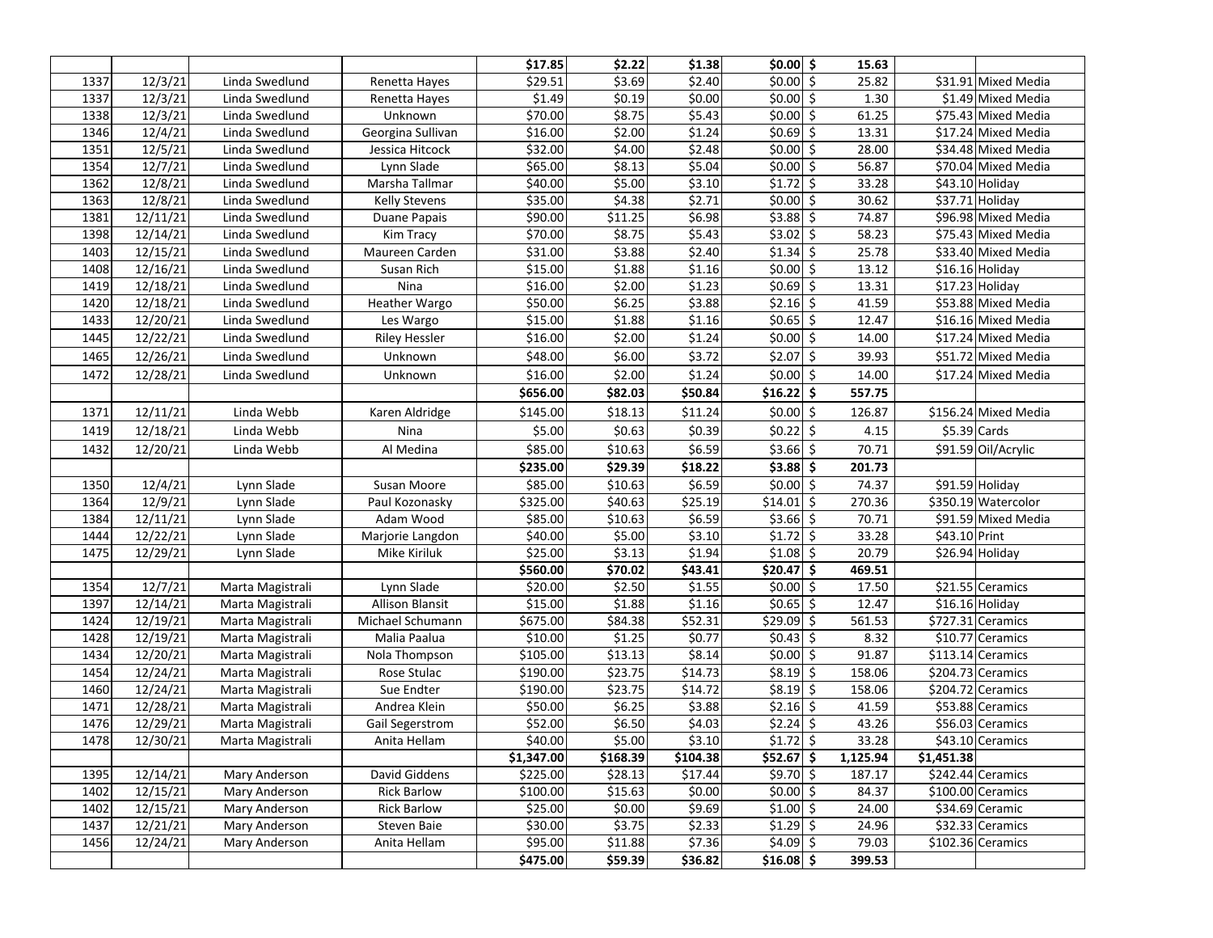| | | | | | | | | | | |
|---|---|---|---|---|---|---|---|---|---|---|
| | | | | $17.85 | $2.22 | $1.38 | $0.00 | $ 15.63 | | |
| 1337 | 12/3/21 | Linda Swedlund | Renetta Hayes | $29.51 | $3.69 | $2.40 | $0.00 | $ 25.82 | $31.91 | Mixed Media |
| 1337 | 12/3/21 | Linda Swedlund | Renetta Hayes | $1.49 | $0.19 | $0.00 | $0.00 | $ 1.30 | $1.49 | Mixed Media |
| 1338 | 12/3/21 | Linda Swedlund | Unknown | $70.00 | $8.75 | $5.43 | $0.00 | $ 61.25 | $75.43 | Mixed Media |
| 1346 | 12/4/21 | Linda Swedlund | Georgina Sullivan | $16.00 | $2.00 | $1.24 | $0.69 | $ 13.31 | $17.24 | Mixed Media |
| 1351 | 12/5/21 | Linda Swedlund | Jessica Hitcock | $32.00 | $4.00 | $2.48 | $0.00 | $ 28.00 | $34.48 | Mixed Media |
| 1354 | 12/7/21 | Linda Swedlund | Lynn Slade | $65.00 | $8.13 | $5.04 | $0.00 | $ 56.87 | $70.04 | Mixed Media |
| 1362 | 12/8/21 | Linda Swedlund | Marsha Tallmar | $40.00 | $5.00 | $3.10 | $1.72 | $ 33.28 | $43.10 | Holiday |
| 1363 | 12/8/21 | Linda Swedlund | Kelly Stevens | $35.00 | $4.38 | $2.71 | $0.00 | $ 30.62 | $37.71 | Holiday |
| 1381 | 12/11/21 | Linda Swedlund | Duane Papais | $90.00 | $11.25 | $6.98 | $3.88 | $ 74.87 | $96.98 | Mixed Media |
| 1398 | 12/14/21 | Linda Swedlund | Kim Tracy | $70.00 | $8.75 | $5.43 | $3.02 | $ 58.23 | $75.43 | Mixed Media |
| 1403 | 12/15/21 | Linda Swedlund | Maureen Carden | $31.00 | $3.88 | $2.40 | $1.34 | $ 25.78 | $33.40 | Mixed Media |
| 1408 | 12/16/21 | Linda Swedlund | Susan Rich | $15.00 | $1.88 | $1.16 | $0.00 | $ 13.12 | $16.16 | Holiday |
| 1419 | 12/18/21 | Linda Swedlund | Nina | $16.00 | $2.00 | $1.23 | $0.69 | $ 13.31 | $17.23 | Holiday |
| 1420 | 12/18/21 | Linda Swedlund | Heather Wargo | $50.00 | $6.25 | $3.88 | $2.16 | $ 41.59 | $53.88 | Mixed Media |
| 1433 | 12/20/21 | Linda Swedlund | Les Wargo | $15.00 | $1.88 | $1.16 | $0.65 | $ 12.47 | $16.16 | Mixed Media |
| 1445 | 12/22/21 | Linda Swedlund | Riley Hessler | $16.00 | $2.00 | $1.24 | $0.00 | $ 14.00 | $17.24 | Mixed Media |
| 1465 | 12/26/21 | Linda Swedlund | Unknown | $48.00 | $6.00 | $3.72 | $2.07 | $ 39.93 | $51.72 | Mixed Media |
| 1472 | 12/28/21 | Linda Swedlund | Unknown | $16.00 | $2.00 | $1.24 | $0.00 | $ 14.00 | $17.24 | Mixed Media |
| | | | | $656.00 | $82.03 | $50.84 | $16.22 | $ 557.75 | | |
| 1371 | 12/11/21 | Linda Webb | Karen Aldridge | $145.00 | $18.13 | $11.24 | $0.00 | $ 126.87 | $156.24 | Mixed Media |
| 1419 | 12/18/21 | Linda Webb | Nina | $5.00 | $0.63 | $0.39 | $0.22 | $ 4.15 | $5.39 | Cards |
| 1432 | 12/20/21 | Linda Webb | Al Medina | $85.00 | $10.63 | $6.59 | $3.66 | $ 70.71 | $91.59 | Oil/Acrylic |
| | | | | $235.00 | $29.39 | $18.22 | $3.88 | $ 201.73 | | |
| 1350 | 12/4/21 | Lynn Slade | Susan Moore | $85.00 | $10.63 | $6.59 | $0.00 | $ 74.37 | $91.59 | Holiday |
| 1364 | 12/9/21 | Lynn Slade | Paul Kozonasky | $325.00 | $40.63 | $25.19 | $14.01 | $ 270.36 | $350.19 | Watercolor |
| 1384 | 12/11/21 | Lynn Slade | Adam Wood | $85.00 | $10.63 | $6.59 | $3.66 | $ 70.71 | $91.59 | Mixed Media |
| 1444 | 12/22/21 | Lynn Slade | Marjorie Langdon | $40.00 | $5.00 | $3.10 | $1.72 | $ 33.28 | $43.10 | Print |
| 1475 | 12/29/21 | Lynn Slade | Mike Kiriluk | $25.00 | $3.13 | $1.94 | $1.08 | $ 20.79 | $26.94 | Holiday |
| | | | | $560.00 | $70.02 | $43.41 | $20.47 | $ 469.51 | | |
| 1354 | 12/7/21 | Marta Magistrali | Lynn Slade | $20.00 | $2.50 | $1.55 | $0.00 | $ 17.50 | $21.55 | Ceramics |
| 1397 | 12/14/21 | Marta Magistrali | Allison Blansit | $15.00 | $1.88 | $1.16 | $0.65 | $ 12.47 | $16.16 | Holiday |
| 1424 | 12/19/21 | Marta Magistrali | Michael Schumann | $675.00 | $84.38 | $52.31 | $29.09 | $ 561.53 | $727.31 | Ceramics |
| 1428 | 12/19/21 | Marta Magistrali | Malia Paalua | $10.00 | $1.25 | $0.77 | $0.43 | $ 8.32 | $10.77 | Ceramics |
| 1434 | 12/20/21 | Marta Magistrali | Nola Thompson | $105.00 | $13.13 | $8.14 | $0.00 | $ 91.87 | $113.14 | Ceramics |
| 1454 | 12/24/21 | Marta Magistrali | Rose Stulac | $190.00 | $23.75 | $14.73 | $8.19 | $ 158.06 | $204.73 | Ceramics |
| 1460 | 12/24/21 | Marta Magistrali | Sue Endter | $190.00 | $23.75 | $14.72 | $8.19 | $ 158.06 | $204.72 | Ceramics |
| 1471 | 12/28/21 | Marta Magistrali | Andrea Klein | $50.00 | $6.25 | $3.88 | $2.16 | $ 41.59 | $53.88 | Ceramics |
| 1476 | 12/29/21 | Marta Magistrali | Gail Segerstrom | $52.00 | $6.50 | $4.03 | $2.24 | $ 43.26 | $56.03 | Ceramics |
| 1478 | 12/30/21 | Marta Magistrali | Anita Hellam | $40.00 | $5.00 | $3.10 | $1.72 | $ 33.28 | $43.10 | Ceramics |
| | | | | $1,347.00 | $168.39 | $104.38 | $52.67 | $ 1,125.94 | $1,451.38 | |
| 1395 | 12/14/21 | Mary Anderson | David Giddens | $225.00 | $28.13 | $17.44 | $9.70 | $ 187.17 | $242.44 | Ceramics |
| 1402 | 12/15/21 | Mary Anderson | Rick Barlow | $100.00 | $15.63 | $0.00 | $0.00 | $ 84.37 | $100.00 | Ceramics |
| 1402 | 12/15/21 | Mary Anderson | Rick Barlow | $25.00 | $0.00 | $9.69 | $1.00 | $ 24.00 | $34.69 | Ceramic |
| 1437 | 12/21/21 | Mary Anderson | Steven Baie | $30.00 | $3.75 | $2.33 | $1.29 | $ 24.96 | $32.33 | Ceramics |
| 1456 | 12/24/21 | Mary Anderson | Anita Hellam | $95.00 | $11.88 | $7.36 | $4.09 | $ 79.03 | $102.36 | Ceramics |
| | | | | $475.00 | $59.39 | $36.82 | $16.08 | $ 399.53 | | |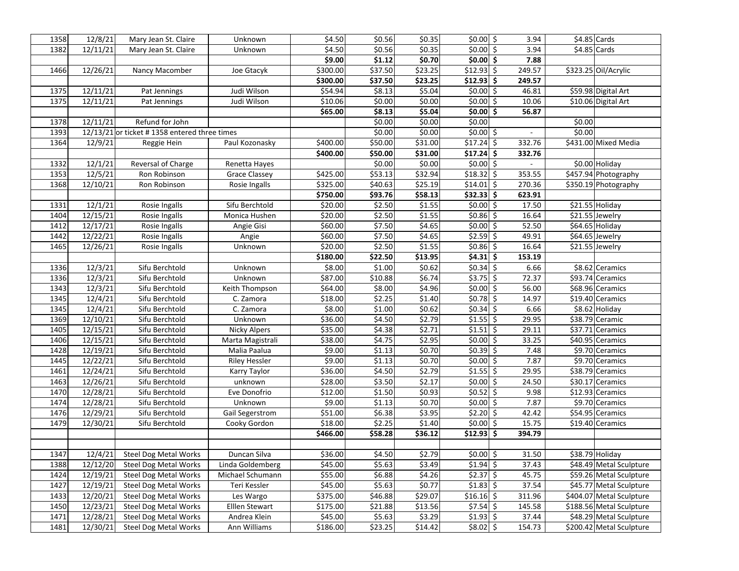| | | | | | | | | | | |
|---|---|---|---|---|---|---|---|---|---|---|
| 1358 | 12/8/21 | Mary Jean St. Claire | Unknown | $4.50 | $0.56 | $0.35 | $0.00 | $ 3.94 | $4.85 | Cards |
| 1382 | 12/11/21 | Mary Jean St. Claire | Unknown | $4.50 | $0.56 | $0.35 | $0.00 | $ 3.94 | $4.85 | Cards |
| | | | | **$9.00** | **$1.12** | **$0.70** | **$0.00** | **$ 7.88** | | |
| 1466 | 12/26/21 | Nancy Macomber | Joe Gtacyk | $300.00 | $37.50 | $23.25 | $12.93 | $ 249.57 | $323.25 | Oil/Acrylic |
| | | | | **$300.00** | **$37.50** | **$23.25** | **$12.93** | **$ 249.57** | | |
| 1375 | 12/11/21 | Pat Jennings | Judi Wilson | $54.94 | $8.13 | $5.04 | $0.00 | $ 46.81 | $59.98 | Digital Art |
| 1375 | 12/11/21 | Pat Jennings | Judi Wilson | $10.06 | $0.00 | $0.00 | $0.00 | $ 10.06 | $10.06 | Digital Art |
| | | | | **$65.00** | **$8.13** | **$5.04** | **$0.00** | **$ 56.87** | | |
| 1378 | 12/11/21 | Refund for John | | | $0.00 | $0.00 | $0.00 | | $0.00 | |
| 1393 | 12/13/21 | or ticket # 1358 entered three times | | | $0.00 | $0.00 | $0.00 | $ - | $0.00 | |
| 1364 | 12/9/21 | Reggie Hein | Paul Kozonasky | $400.00 | $50.00 | $31.00 | $17.24 | $ 332.76 | $431.00 | Mixed Media |
| | | | | **$400.00** | **$50.00** | **$31.00** | **$17.24** | **$ 332.76** | | |
| 1332 | 12/1/21 | Reversal of Charge | Renetta Hayes | | $0.00 | $0.00 | $0.00 | $ - | $0.00 | Holiday |
| 1353 | 12/5/21 | Ron Robinson | Grace Classey | $425.00 | $53.13 | $32.94 | $18.32 | $ 353.55 | $457.94 | Photography |
| 1368 | 12/10/21 | Ron Robinson | Rosie Ingalls | $325.00 | $40.63 | $25.19 | $14.01 | $ 270.36 | $350.19 | Photography |
| | | | | **$750.00** | **$93.76** | **$58.13** | **$32.33** | **$ 623.91** | | |
| 1331 | 12/1/21 | Rosie Ingalls | Sifu Berchtold | $20.00 | $2.50 | $1.55 | $0.00 | $ 17.50 | $21.55 | Holiday |
| 1404 | 12/15/21 | Rosie Ingalls | Monica Hushen | $20.00 | $2.50 | $1.55 | $0.86 | $ 16.64 | $21.55 | Jewelry |
| 1412 | 12/17/21 | Rosie Ingalls | Angie Gisi | $60.00 | $7.50 | $4.65 | $0.00 | $ 52.50 | $64.65 | Holiday |
| 1442 | 12/22/21 | Rosie Ingalls | Angie | $60.00 | $7.50 | $4.65 | $2.59 | $ 49.91 | $64.65 | Jewelry |
| 1465 | 12/26/21 | Rosie Ingalls | Unknown | $20.00 | $2.50 | $1.55 | $0.86 | $ 16.64 | $21.55 | Jewelry |
| | | | | **$180.00** | **$22.50** | **$13.95** | **$4.31** | **$ 153.19** | | |
| 1336 | 12/3/21 | Sifu Berchtold | Unknown | $8.00 | $1.00 | $0.62 | $0.34 | $ 6.66 | $8.62 | Ceramics |
| 1336 | 12/3/21 | Sifu Berchtold | Unknown | $87.00 | $10.88 | $6.74 | $3.75 | $ 72.37 | $93.74 | Ceramics |
| 1343 | 12/3/21 | Sifu Berchtold | Keith Thompson | $64.00 | $8.00 | $4.96 | $0.00 | $ 56.00 | $68.96 | Ceramics |
| 1345 | 12/4/21 | Sifu Berchtold | C. Zamora | $18.00 | $2.25 | $1.40 | $0.78 | $ 14.97 | $19.40 | Ceramics |
| 1345 | 12/4/21 | Sifu Berchtold | C. Zamora | $8.00 | $1.00 | $0.62 | $0.34 | $ 6.66 | $8.62 | Holiday |
| 1369 | 12/10/21 | Sifu Berchtold | Unknown | $36.00 | $4.50 | $2.79 | $1.55 | $ 29.95 | $38.79 | Ceramic |
| 1405 | 12/15/21 | Sifu Berchtold | Nicky Alpers | $35.00 | $4.38 | $2.71 | $1.51 | $ 29.11 | $37.71 | Ceramics |
| 1406 | 12/15/21 | Sifu Berchtold | Marta Magistrali | $38.00 | $4.75 | $2.95 | $0.00 | $ 33.25 | $40.95 | Ceramics |
| 1428 | 12/19/21 | Sifu Berchtold | Malia Paalua | $9.00 | $1.13 | $0.70 | $0.39 | $ 7.48 | $9.70 | Ceramics |
| 1445 | 12/22/21 | Sifu Berchtold | Riley Hessler | $9.00 | $1.13 | $0.70 | $0.00 | $ 7.87 | $9.70 | Ceramics |
| 1461 | 12/24/21 | Sifu Berchtold | Karry Taylor | $36.00 | $4.50 | $2.79 | $1.55 | $ 29.95 | $38.79 | Ceramics |
| 1463 | 12/26/21 | Sifu Berchtold | unknown | $28.00 | $3.50 | $2.17 | $0.00 | $ 24.50 | $30.17 | Ceramics |
| 1470 | 12/28/21 | Sifu Berchtold | Eve Donofrio | $12.00 | $1.50 | $0.93 | $0.52 | $ 9.98 | $12.93 | Ceramics |
| 1474 | 12/28/21 | Sifu Berchtold | Unknown | $9.00 | $1.13 | $0.70 | $0.00 | $ 7.87 | $9.70 | Ceramics |
| 1476 | 12/29/21 | Sifu Berchtold | Gail Segerstrom | $51.00 | $6.38 | $3.95 | $2.20 | $ 42.42 | $54.95 | Ceramics |
| 1479 | 12/30/21 | Sifu Berchtold | Cooky Gordon | $18.00 | $2.25 | $1.40 | $0.00 | $ 15.75 | $19.40 | Ceramics |
| | | | | **$466.00** | **$58.28** | **$36.12** | **$12.93** | **$ 394.79** | | |
| | | | | | | | | | | |
| 1347 | 12/4/21 | Steel Dog Metal Works | Duncan Silva | $36.00 | $4.50 | $2.79 | $0.00 | $ 31.50 | $38.79 | Holiday |
| 1388 | 12/12/20 | Steel Dog Metal Works | Linda Goldemberg | $45.00 | $5.63 | $3.49 | $1.94 | $ 37.43 | $48.49 | Metal Sculpture |
| 1424 | 12/19/21 | Steel Dog Metal Works | Michael Schumann | $55.00 | $6.88 | $4.26 | $2.37 | $ 45.75 | $59.26 | Metal Sculpture |
| 1427 | 12/19/21 | Steel Dog Metal Works | Teri Kessler | $45.00 | $5.63 | $0.77 | $1.83 | $ 37.54 | $45.77 | Metal Sculpture |
| 1433 | 12/20/21 | Steel Dog Metal Works | Les Wargo | $375.00 | $46.88 | $29.07 | $16.16 | $ 311.96 | $404.07 | Metal Sculpture |
| 1450 | 12/23/21 | Steel Dog Metal Works | Elllen Stewart | $175.00 | $21.88 | $13.56 | $7.54 | $ 145.58 | $188.56 | Metal Sculpture |
| 1471 | 12/28/21 | Steel Dog Metal Works | Andrea Klein | $45.00 | $5.63 | $3.29 | $1.93 | $ 37.44 | $48.29 | Metal Sculpture |
| 1481 | 12/30/21 | Steel Dog Metal Works | Ann Williams | $186.00 | $23.25 | $14.42 | $8.02 | $ 154.73 | $200.42 | Metal Sculpture |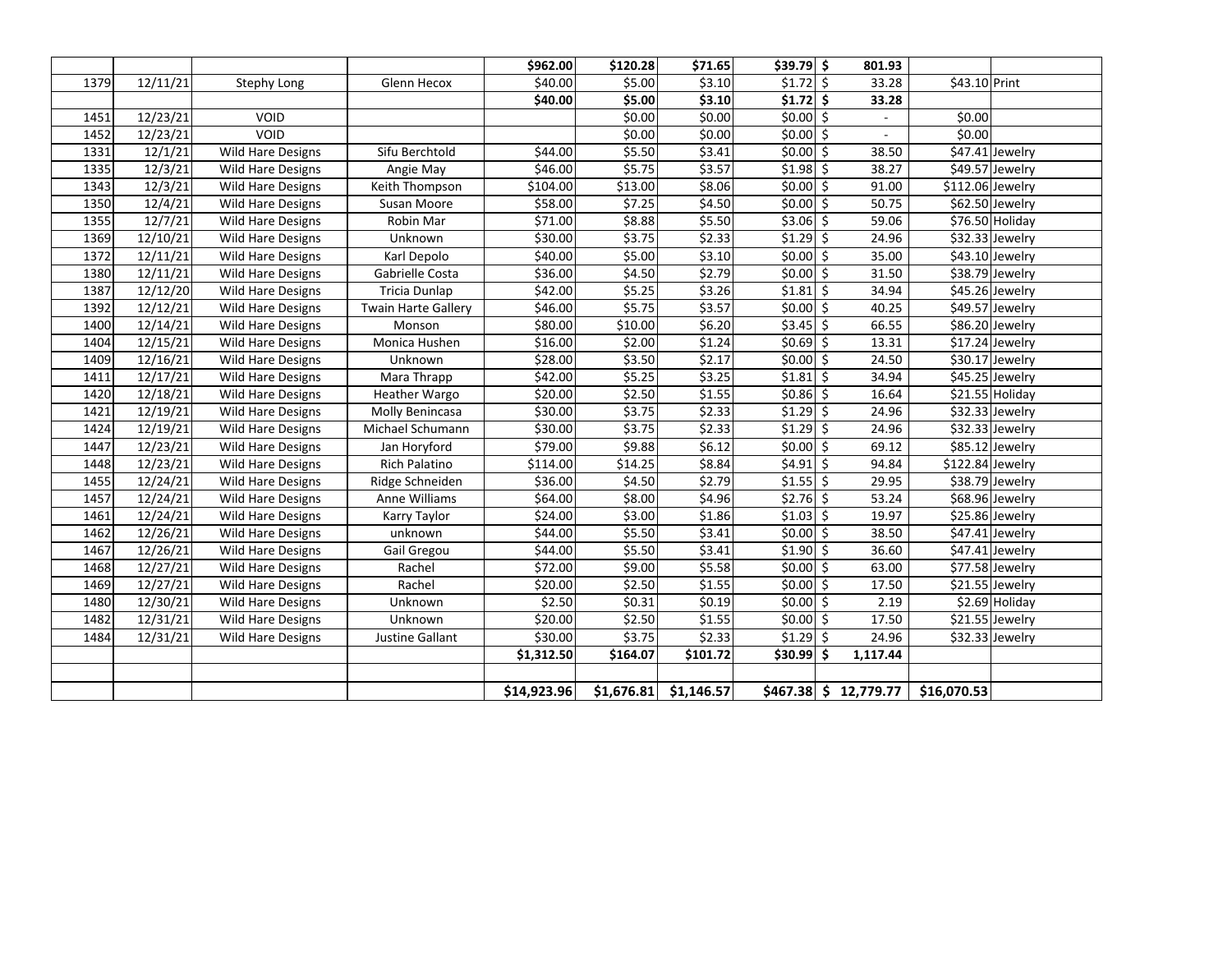| | | | | | | | | | | |
|---|---|---|---|---|---|---|---|---|---|---|
| | | | | **$962.00** | **$120.28** | **$71.65** | **$39.79** | **$ 801.93** | | |
| 1379 | 12/11/21 | Stephy Long | Glenn Hecox | $40.00 | $5.00 | $3.10 | $1.72 | $ 33.28 | $43.10 | Print |
| | | | | **$40.00** | **$5.00** | **$3.10** | **$1.72** | **$ 33.28** | | |
| 1451 | 12/23/21 | VOID | | | $0.00 | $0.00 | $0.00 | $ - | $0.00 | |
| 1452 | 12/23/21 | VOID | | | $0.00 | $0.00 | $0.00 | $ - | $0.00 | |
| 1331 | 12/1/21 | Wild Hare Designs | Sifu Berchtold | $44.00 | $5.50 | $3.41 | $0.00 | $ 38.50 | $47.41 | Jewelry |
| 1335 | 12/3/21 | Wild Hare Designs | Angie May | $46.00 | $5.75 | $3.57 | $1.98 | $ 38.27 | $49.57 | Jewelry |
| 1343 | 12/3/21 | Wild Hare Designs | Keith Thompson | $104.00 | $13.00 | $8.06 | $0.00 | $ 91.00 | $112.06 | Jewelry |
| 1350 | 12/4/21 | Wild Hare Designs | Susan Moore | $58.00 | $7.25 | $4.50 | $0.00 | $ 50.75 | $62.50 | Jewelry |
| 1355 | 12/7/21 | Wild Hare Designs | Robin Mar | $71.00 | $8.88 | $5.50 | $3.06 | $ 59.06 | $76.50 | Holiday |
| 1369 | 12/10/21 | Wild Hare Designs | Unknown | $30.00 | $3.75 | $2.33 | $1.29 | $ 24.96 | $32.33 | Jewelry |
| 1372 | 12/11/21 | Wild Hare Designs | Karl Depolo | $40.00 | $5.00 | $3.10 | $0.00 | $ 35.00 | $43.10 | Jewelry |
| 1380 | 12/11/21 | Wild Hare Designs | Gabrielle Costa | $36.00 | $4.50 | $2.79 | $0.00 | $ 31.50 | $38.79 | Jewelry |
| 1387 | 12/12/20 | Wild Hare Designs | Tricia Dunlap | $42.00 | $5.25 | $3.26 | $1.81 | $ 34.94 | $45.26 | Jewelry |
| 1392 | 12/12/21 | Wild Hare Designs | Twain Harte Gallery | $46.00 | $5.75 | $3.57 | $0.00 | $ 40.25 | $49.57 | Jewelry |
| 1400 | 12/14/21 | Wild Hare Designs | Monson | $80.00 | $10.00 | $6.20 | $3.45 | $ 66.55 | $86.20 | Jewelry |
| 1404 | 12/15/21 | Wild Hare Designs | Monica Hushen | $16.00 | $2.00 | $1.24 | $0.69 | $ 13.31 | $17.24 | Jewelry |
| 1409 | 12/16/21 | Wild Hare Designs | Unknown | $28.00 | $3.50 | $2.17 | $0.00 | $ 24.50 | $30.17 | Jewelry |
| 1411 | 12/17/21 | Wild Hare Designs | Mara Thrapp | $42.00 | $5.25 | $3.25 | $1.81 | $ 34.94 | $45.25 | Jewelry |
| 1420 | 12/18/21 | Wild Hare Designs | Heather Wargo | $20.00 | $2.50 | $1.55 | $0.86 | $ 16.64 | $21.55 | Holiday |
| 1421 | 12/19/21 | Wild Hare Designs | Molly Benincasa | $30.00 | $3.75 | $2.33 | $1.29 | $ 24.96 | $32.33 | Jewelry |
| 1424 | 12/19/21 | Wild Hare Designs | Michael Schumann | $30.00 | $3.75 | $2.33 | $1.29 | $ 24.96 | $32.33 | Jewelry |
| 1447 | 12/23/21 | Wild Hare Designs | Jan Horyford | $79.00 | $9.88 | $6.12 | $0.00 | $ 69.12 | $85.12 | Jewelry |
| 1448 | 12/23/21 | Wild Hare Designs | Rich Palatino | $114.00 | $14.25 | $8.84 | $4.91 | $ 94.84 | $122.84 | Jewelry |
| 1455 | 12/24/21 | Wild Hare Designs | Ridge Schneiden | $36.00 | $4.50 | $2.79 | $1.55 | $ 29.95 | $38.79 | Jewelry |
| 1457 | 12/24/21 | Wild Hare Designs | Anne Williams | $64.00 | $8.00 | $4.96 | $2.76 | $ 53.24 | $68.96 | Jewelry |
| 1461 | 12/24/21 | Wild Hare Designs | Karry Taylor | $24.00 | $3.00 | $1.86 | $1.03 | $ 19.97 | $25.86 | Jewelry |
| 1462 | 12/26/21 | Wild Hare Designs | unknown | $44.00 | $5.50 | $3.41 | $0.00 | $ 38.50 | $47.41 | Jewelry |
| 1467 | 12/26/21 | Wild Hare Designs | Gail Gregou | $44.00 | $5.50 | $3.41 | $1.90 | $ 36.60 | $47.41 | Jewelry |
| 1468 | 12/27/21 | Wild Hare Designs | Rachel | $72.00 | $9.00 | $5.58 | $0.00 | $ 63.00 | $77.58 | Jewelry |
| 1469 | 12/27/21 | Wild Hare Designs | Rachel | $20.00 | $2.50 | $1.55 | $0.00 | $ 17.50 | $21.55 | Jewelry |
| 1480 | 12/30/21 | Wild Hare Designs | Unknown | $2.50 | $0.31 | $0.19 | $0.00 | $ 2.19 | $2.69 | Holiday |
| 1482 | 12/31/21 | Wild Hare Designs | Unknown | $20.00 | $2.50 | $1.55 | $0.00 | $ 17.50 | $21.55 | Jewelry |
| 1484 | 12/31/21 | Wild Hare Designs | Justine Gallant | $30.00 | $3.75 | $2.33 | $1.29 | $ 24.96 | $32.33 | Jewelry |
| | | | | **$1,312.50** | **$164.07** | **$101.72** | **$30.99** | **$ 1,117.44** | | |
| | | | | | | | | | | |
| | | | | **$14,923.96** | **$1,676.81** | **$1,146.57** | **$467.38** | **$ 12,779.77** | **$16,070.53** | |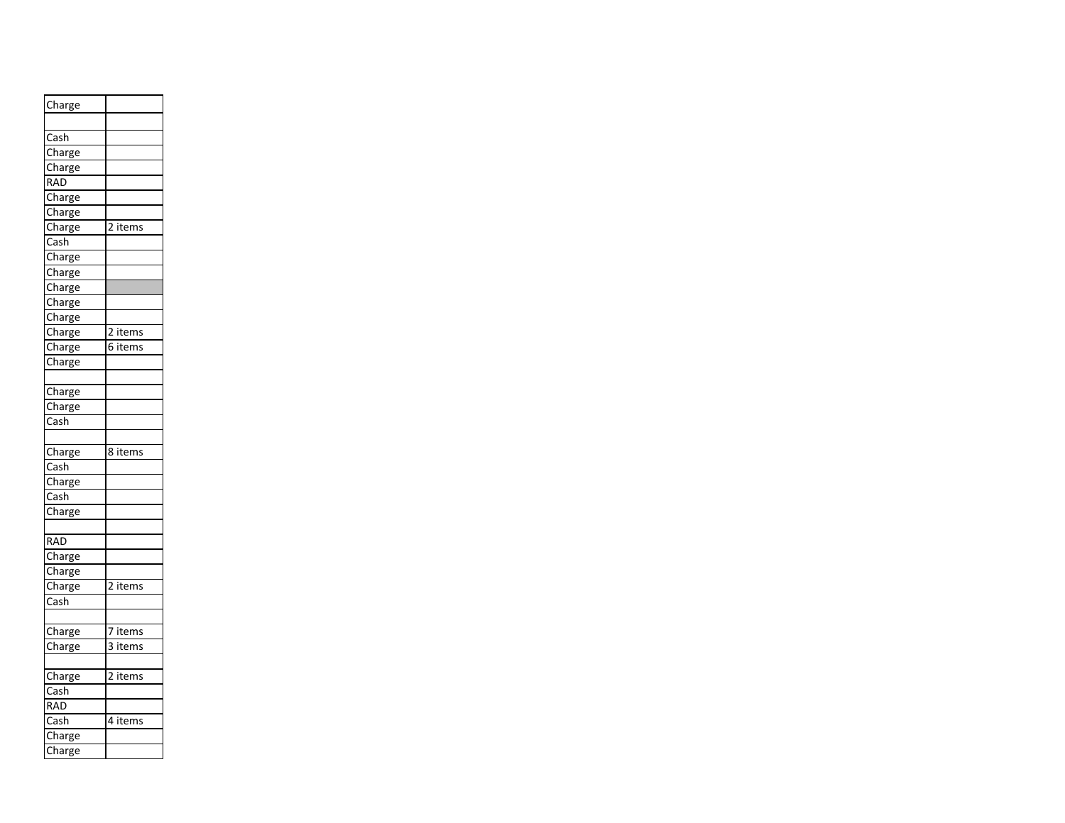| Charge | |
|---|---|
| | |
| Cash | |
| Charge | |
| Charge | |
| RAD | |
| Charge | |
| Charge | |
| Charge | 2 items |
| Cash | |
| Charge | |
| Charge | |
| Charge | |
| Charge | |
| Charge | |
| Charge | 2 items |
| Charge | 6 items |
| Charge | |
| | |
| Charge | |
| Charge | |
| Cash | |
| | |
| Charge | 8 items |
| Cash | |
| Charge | |
| Cash | |
| Charge | |
| | |
| RAD | |
| Charge | |
| Charge | |
| Charge | 2 items |
| Cash | |
| | |
| Charge | 7 items |
| Charge | 3 items |
| | |
| Charge | 2 items |
| Cash | |
| RAD | |
| Cash | 4 items |
| Charge | |
| Charge | |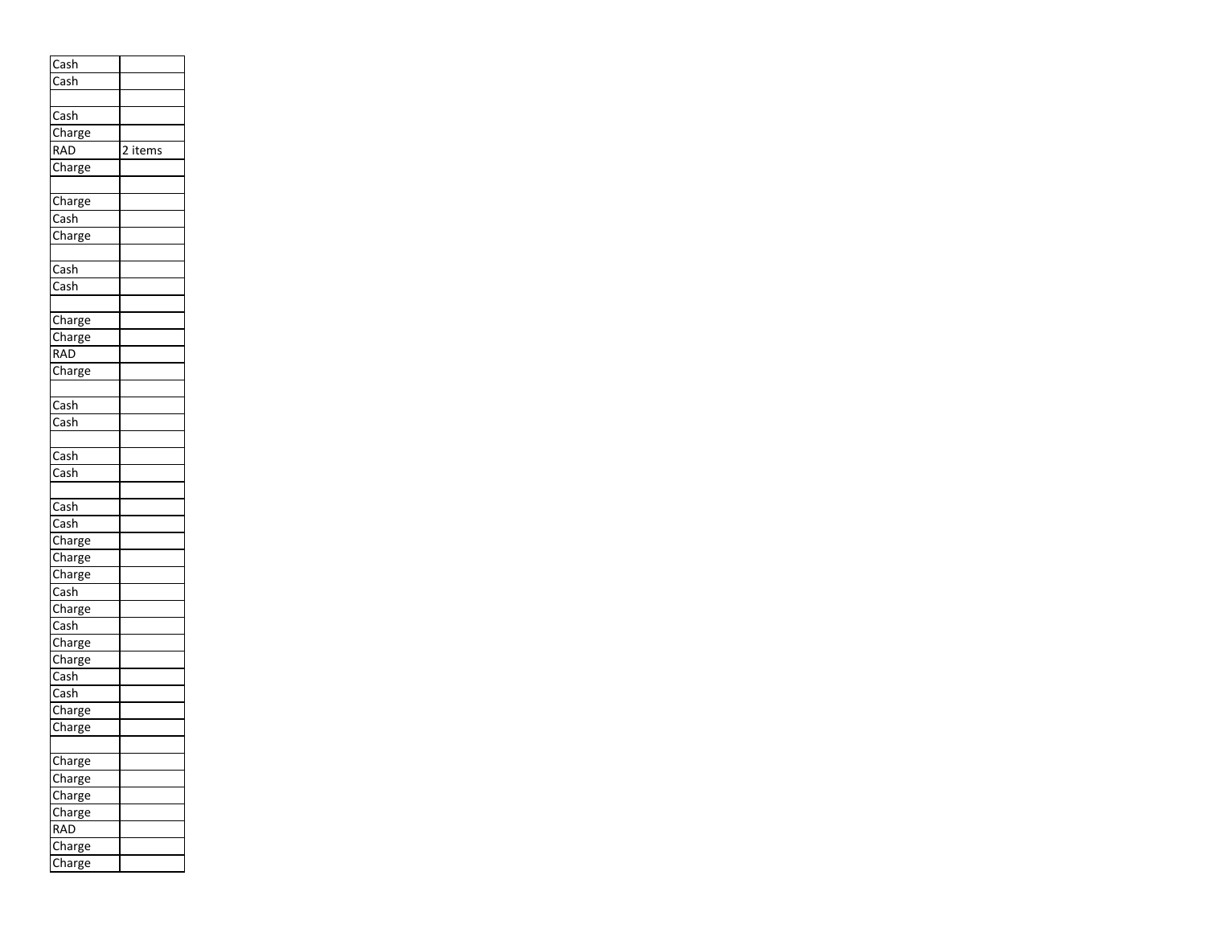| | |
|---|---|
| Cash | |
| Cash | |
| | |
| Cash | |
| Charge | |
| RAD | 2 items |
| Charge | |
| | |
| Charge | |
| Cash | |
| Charge | |
| | |
| Cash | |
| Cash | |
| | |
| Charge | |
| Charge | |
| RAD | |
| Charge | |
| | |
| Cash | |
| Cash | |
| | |
| Cash | |
| Cash | |
| | |
| Cash | |
| Cash | |
| Charge | |
| Charge | |
| Charge | |
| Cash | |
| Charge | |
| Cash | |
| Charge | |
| Charge | |
| Cash | |
| Cash | |
| Charge | |
| Charge | |
| | |
| Charge | |
| Charge | |
| Charge | |
| Charge | |
| RAD | |
| Charge | |
| Charge | |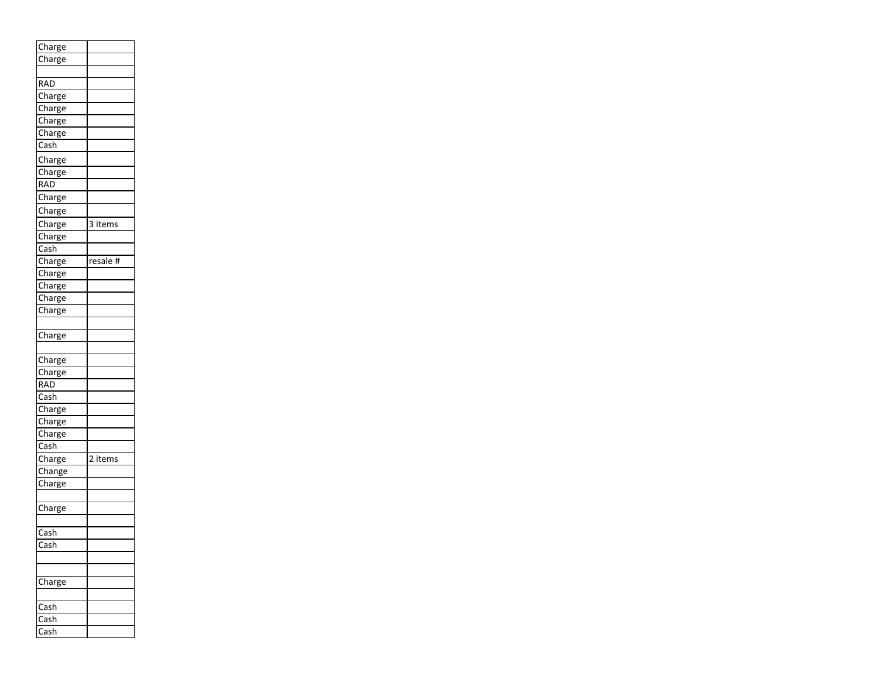| | |
|---|---|
| Charge | |
| Charge | |
| | |
| RAD | |
| Charge | |
| Charge | |
| Charge | |
| Charge | |
| Cash | |
| Charge | |
| Charge | |
| RAD | |
| Charge | |
| Charge | |
| Charge | 3 items |
| Charge | |
| Cash | |
| Charge | resale # |
| Charge | |
| Charge | |
| Charge | |
| Charge | |
| | |
| Charge | |
| | |
| Charge | |
| Charge | |
| RAD | |
| Cash | |
| Charge | |
| Charge | |
| Charge | |
| Cash | |
| Charge | 2 items |
| Change | |
| Charge | |
| | |
| Charge | |
| | |
| Cash | |
| Cash | |
| | |
| | |
| Charge | |
| | |
| Cash | |
| Cash | |
| Cash | |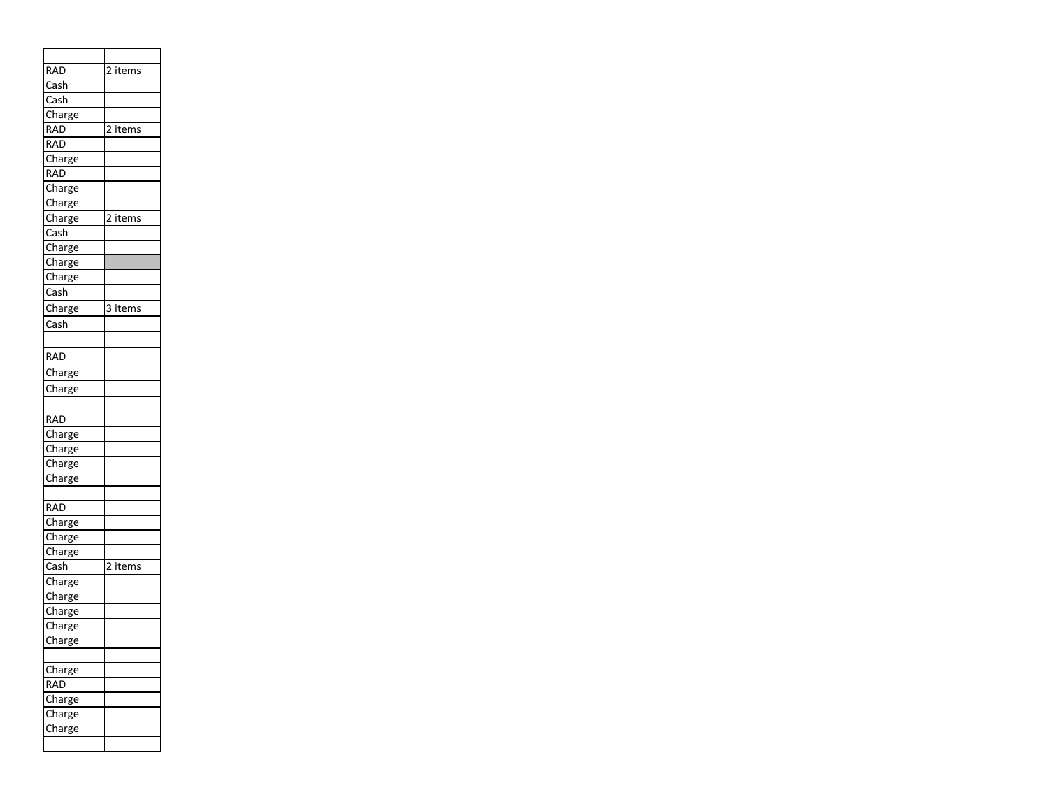| | |
|---|---|
| RAD | 2 items |
| Cash | |
| Cash | |
| Charge | |
| RAD | 2 items |
| RAD | |
| Charge | |
| RAD | |
| Charge | |
| Charge | |
| Charge | 2 items |
| Cash | |
| Charge | |
| Charge | |
| Charge | |
| Cash | |
| Charge | 3 items |
| Cash | |
| | |
| RAD | |
| Charge | |
| Charge | |
| | |
| RAD | |
| Charge | |
| Charge | |
| Charge | |
| Charge | |
| | |
| RAD | |
| Charge | |
| Charge | |
| Charge | |
| Cash | 2 items |
| Charge | |
| Charge | |
| Charge | |
| Charge | |
| Charge | |
| | |
| Charge | |
| RAD | |
| Charge | |
| Charge | |
| Charge | |
| | |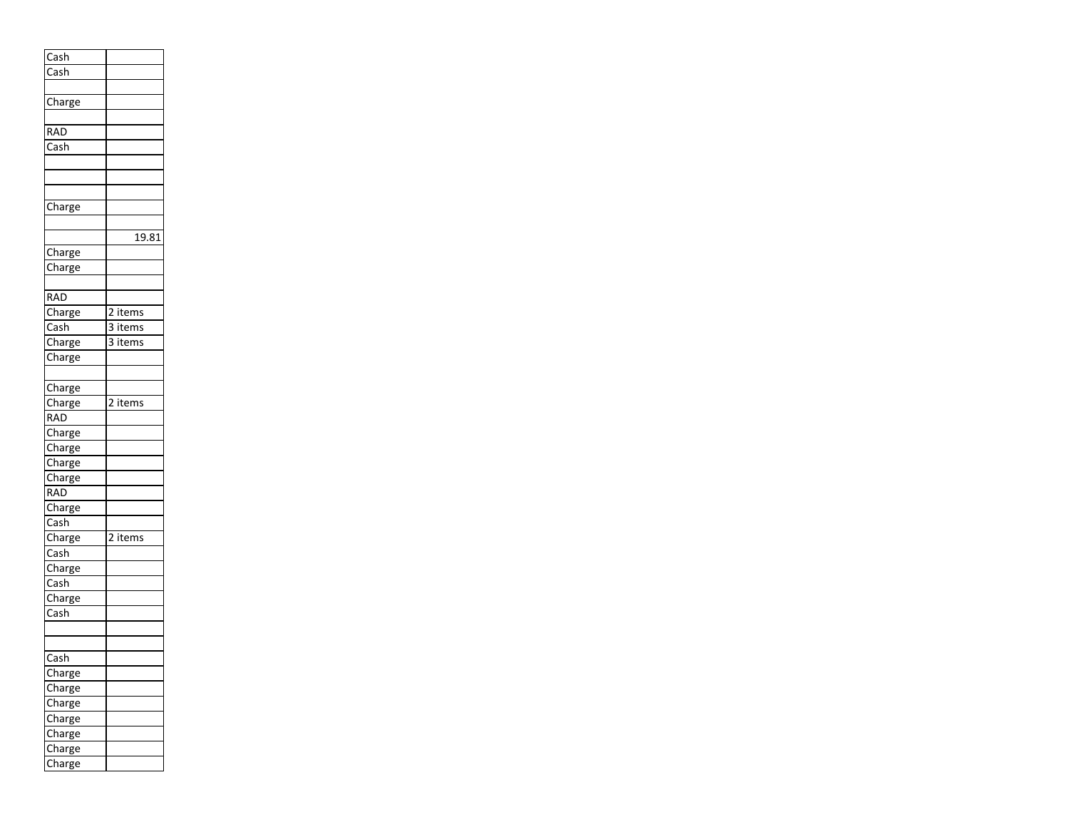| | |
|---|---|
| Cash | |
| Cash | |
| | |
| Charge | |
| | |
| RAD | |
| Cash | |
| | |
| | |
| | |
| Charge | |
| | |
| | 19.81 |
| Charge | |
| Charge | |
| | |
| RAD | |
| Charge | 2 items |
| Cash | 3 items |
| Charge | 3 items |
| Charge | |
| | |
| Charge | |
| Charge | 2 items |
| RAD | |
| Charge | |
| Charge | |
| Charge | |
| Charge | |
| RAD | |
| Charge | |
| Cash | |
| Charge | 2 items |
| Cash | |
| Charge | |
| Cash | |
| Charge | |
| Cash | |
| | |
| | |
| Cash | |
| Charge | |
| Charge | |
| Charge | |
| Charge | |
| Charge | |
| Charge | |
| Charge | |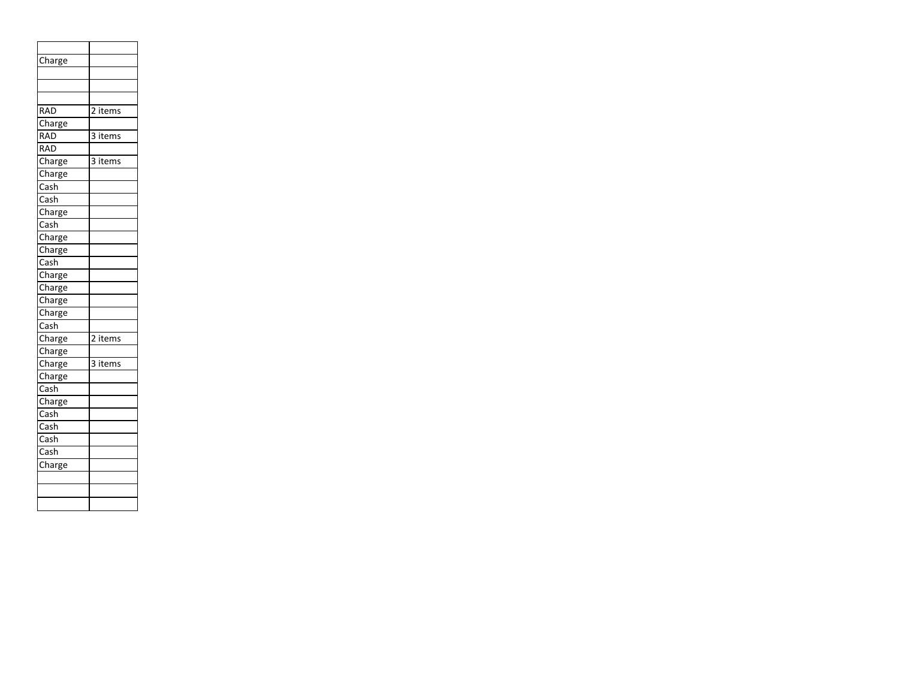| | |
|---|---|
| | |
| Charge | |
| | |
| | |
| | |
| RAD | 2 items |
| Charge | |
| RAD | 3 items |
| RAD | |
| Charge | 3 items |
| Charge | |
| Cash | |
| Cash | |
| Charge | |
| Cash | |
| Charge | |
| Charge | |
| Cash | |
| Charge | |
| Charge | |
| Charge | |
| Charge | |
| Cash | |
| Charge | 2 items |
| Charge | |
| Charge | 3 items |
| Charge | |
| Cash | |
| Charge | |
| Cash | |
| Cash | |
| Cash | |
| Cash | |
| Charge | |
| | |
| | |
| | |